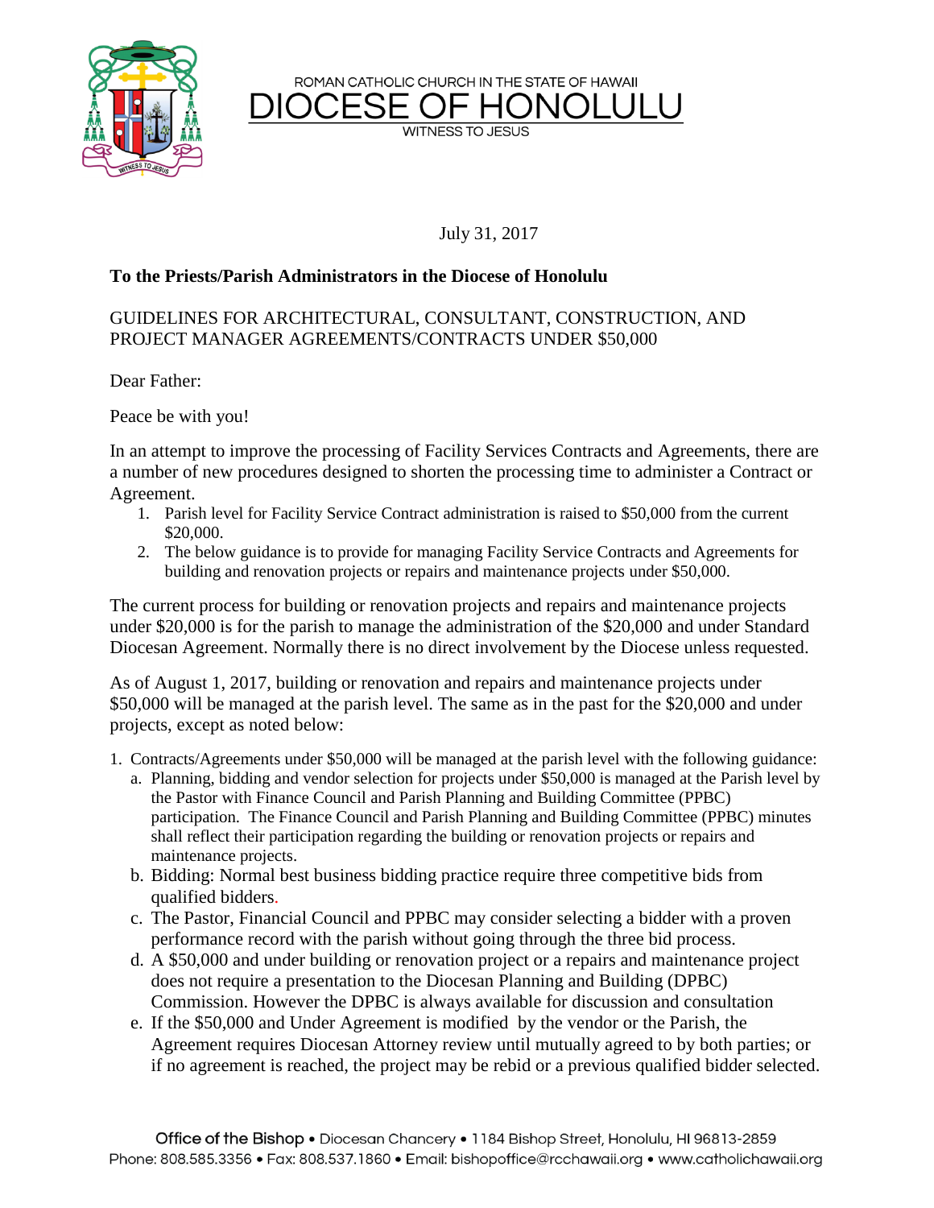ROMAN CATHOLIC CHURCH IN THE STATE OF HAWAII

# DIOCESE OF HONOLULU

WITNESS TO JESUS

July 31, 2017

**To the Priests/Parish Administrators in the Diocese of Honolulu**

GUIDELINES FOR ARCHITECTURAL, CONSULTANT, CONSTRUCTION, AND PROJECT MANAGER AGREEMENTS/CONTRACTS UNDER $50,000

Dear Father:

Peace be with you!

In an attempt to improve the processing of Facility Services Contracts and Agreements, there are a number of new procedures designed to shorten the processing time to administer a Contract or Agreement.

1. Parish level for Facility Service Contract administration is raised to $50,000 from the current $20,000.
2. The below guidance is to provide for managing Facility Service Contracts and Agreements for building and renovation projects or repairs and maintenance projects under $50,000.

The current process for building or renovation projects and repairs and maintenance projects under $20,000 is for the parish to manage the administration of the $20,000 and under Standard Diocesan Agreement. Normally there is no direct involvement by the Diocese unless requested.

As of August 1, 2017, building or renovation and repairs and maintenance projects under $50,000 will be managed at the parish level. The same as in the past for the $20,000 and under projects, except as noted below:

1. Contracts/Agreements under $50,000 will be managed at the parish level with the following guidance:
   a. Planning, bidding and vendor selection for projects under $50,000 is managed at the Parish level by the Pastor with Finance Council and Parish Planning and Building Committee (PPBC) participation. The Finance Council and Parish Planning and Building Committee (PPBC) minutes shall reflect their participation regarding the building or renovation projects or repairs and maintenance projects.
   b. Bidding: Normal best business bidding practice require three competitive bids from qualified bidders.
   c. The Pastor, Financial Council and PPBC may consider selecting a bidder with a proven performance record with the parish without going through the three bid process.
   d. A $50,000 and under building or renovation project or a repairs and maintenance project does not require a presentation to the Diocesan Planning and Building (DPBC) Commission. However the DPBC is always available for discussion and consultation
   e. If the $50,000 and Under Agreement is modified by the vendor or the Parish, the Agreement requires Diocesan Attorney review until mutually agreed to by both parties; or if no agreement is reached, the project may be rebid or a previous qualified bidder selected.

Office of the Bishop • Diocesan Chancery • 1184 Bishop Street, Honolulu, HI 96813-2859
Phone: 808.585.3356 • Fax: 808.537.1860 • Email: bishopoffice@rcchawaii.org • www.catholichawaii.org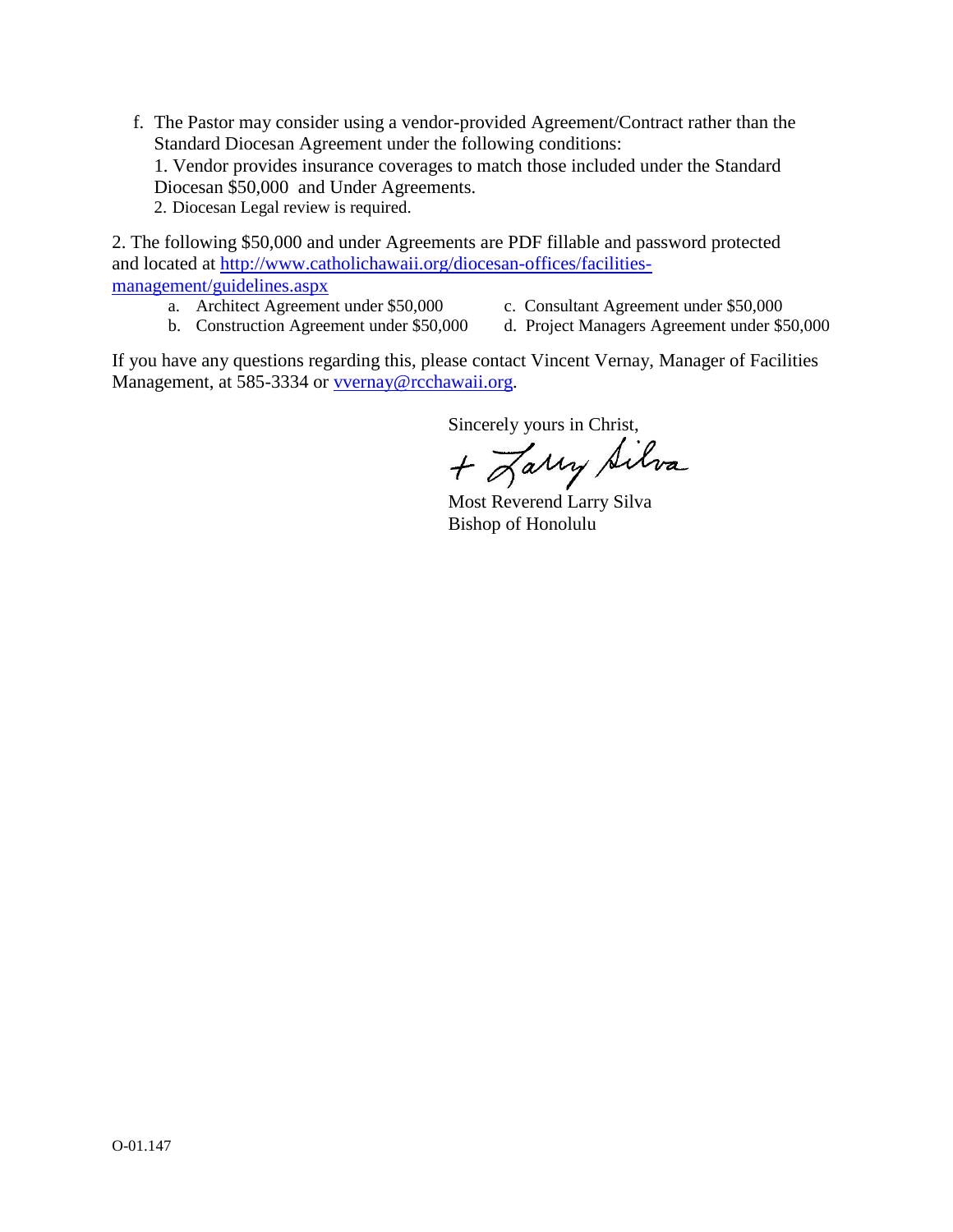f. The Pastor may consider using a vendor-provided Agreement/Contract rather than the Standard Diocesan Agreement under the following conditions:
   1. Vendor provides insurance coverages to match those included under the Standard Diocesan $50,000 and Under Agreements.
   2. Diocesan Legal review is required.

2. The following $50,000 and under Agreements are PDF fillable and password protected and located at [http://www.catholichawaii.org/diocesan-offices/facilities-management/guidelines.aspx](http://www.catholichawaii.org/diocesan-offices/facilities-management/guidelines.aspx)

   a. Architect Agreement under $50,000
   b. Construction Agreement under $50,000
   c. Consultant Agreement under $50,000
   d. Project Managers Agreement under $50,000

If you have any questions regarding this, please contact Vincent Vernay, Manager of Facilities Management, at 585-3334 or [vvernay@rcchawaii.org](mailto:vvernay@rcchawaii.org).

Sincerely yours in Christ,

+ Larry Silva

Most Reverend Larry Silva
Bishop of Honolulu

O-01.147